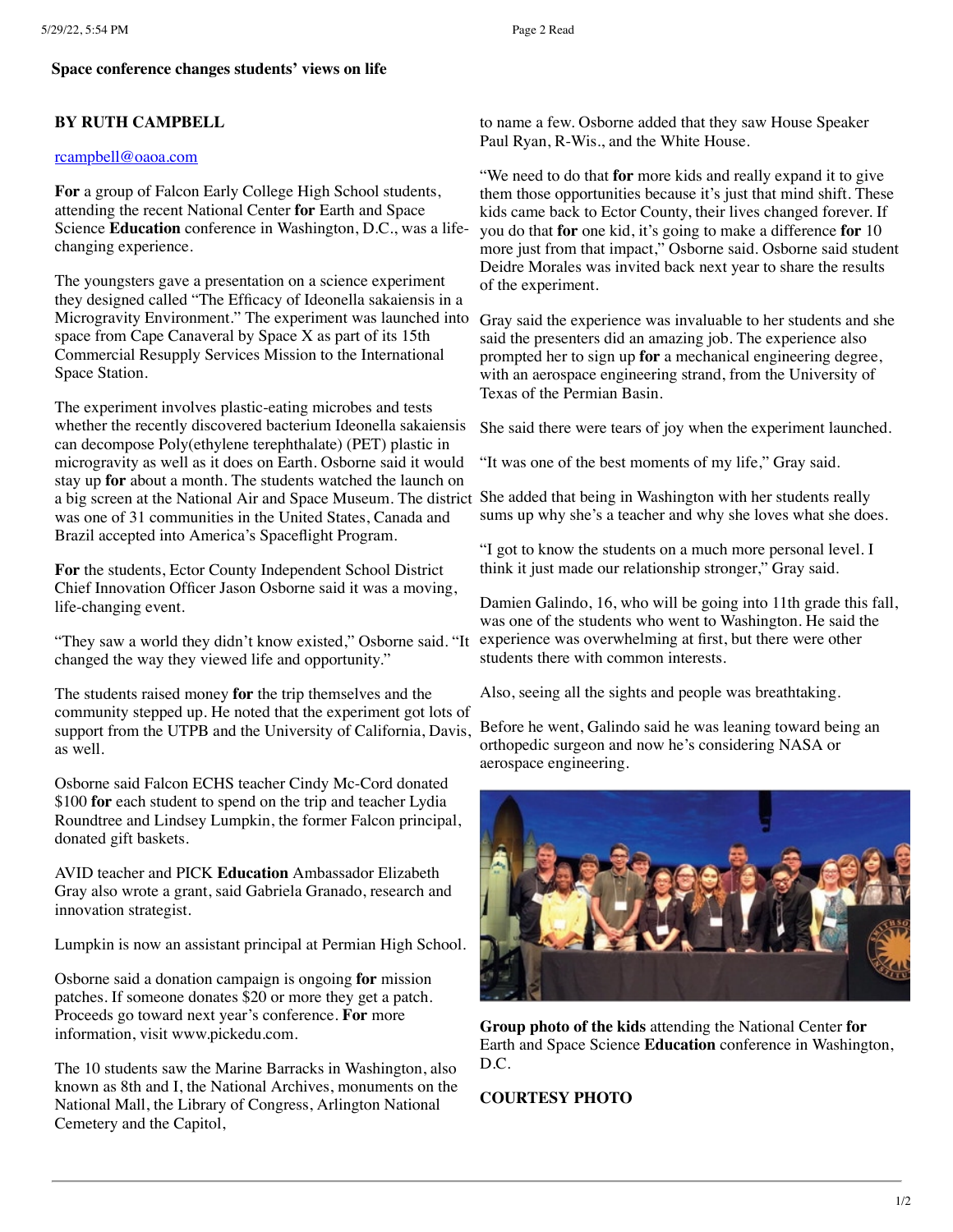**Space conference changes students' views on life**

**BY RUTH CAMPBELL**

rcampbell@oaoa.com

**For** a group of Falcon Early College High School students, attending the recent National Center **for** Earth and Space Science **Education** conference in Washington, D.C., was a life-changing experience.

The youngsters gave a presentation on a science experiment they designed called "The Efficacy of Ideonella sakaiensis in a Microgravity Environment." The experiment was launched into space from Cape Canaveral by Space X as part of its 15th Commercial Resupply Services Mission to the International Space Station.

The experiment involves plastic-eating microbes and tests whether the recently discovered bacterium Ideonella sakaiensis can decompose Poly(ethylene terephthalate) (PET) plastic in microgravity as well as it does on Earth. Osborne said it would stay up **for** about a month. The students watched the launch on a big screen at the National Air and Space Museum. The district was one of 31 communities in the United States, Canada and Brazil accepted into America's Spaceflight Program.

**For** the students, Ector County Independent School District Chief Innovation Officer Jason Osborne said it was a moving, life-changing event.

"They saw a world they didn't know existed," Osborne said. "It changed the way they viewed life and opportunity."

The students raised money **for** the trip themselves and the community stepped up. He noted that the experiment got lots of support from the UTPB and the University of California, Davis, as well.

Osborne said Falcon ECHS teacher Cindy Mc-Cord donated $100 **for** each student to spend on the trip and teacher Lydia Roundtree and Lindsey Lumpkin, the former Falcon principal, donated gift baskets.

AVID teacher and PICK **Education** Ambassador Elizabeth Gray also wrote a grant, said Gabriela Granado, research and innovation strategist.

Lumpkin is now an assistant principal at Permian High School.

Osborne said a donation campaign is ongoing **for** mission patches. If someone donates $20 or more they get a patch. Proceeds go toward next year's conference. **For** more information, visit www.pickedu.com.

The 10 students saw the Marine Barracks in Washington, also known as 8th and I, the National Archives, monuments on the National Mall, the Library of Congress, Arlington National Cemetery and the Capitol, to name a few. Osborne added that they saw House Speaker Paul Ryan, R-Wis., and the White House.

"We need to do that **for** more kids and really expand it to give them those opportunities because it's just that mind shift. These kids came back to Ector County, their lives changed forever. If you do that **for** one kid, it's going to make a difference **for** 10 more just from that impact," Osborne said. Osborne said student Deidre Morales was invited back next year to share the results of the experiment.

Gray said the experience was invaluable to her students and she said the presenters did an amazing job. The experience also prompted her to sign up **for** a mechanical engineering degree, with an aerospace engineering strand, from the University of Texas of the Permian Basin.

She said there were tears of joy when the experiment launched.

"It was one of the best moments of my life," Gray said.

She added that being in Washington with her students really sums up why she's a teacher and why she loves what she does.

"I got to know the students on a much more personal level. I think it just made our relationship stronger," Gray said.

Damien Galindo, 16, who will be going into 11th grade this fall, was one of the students who went to Washington. He said the experience was overwhelming at first, but there were other students there with common interests.

Also, seeing all the sights and people was breathtaking.

Before he went, Galindo said he was leaning toward being an orthopedic surgeon and now he's considering NASA or aerospace engineering.

**Group photo of the kids** attending the National Center **for** Earth and Space Science **Education** conference in Washington, D.C.

**COURTESY PHOTO**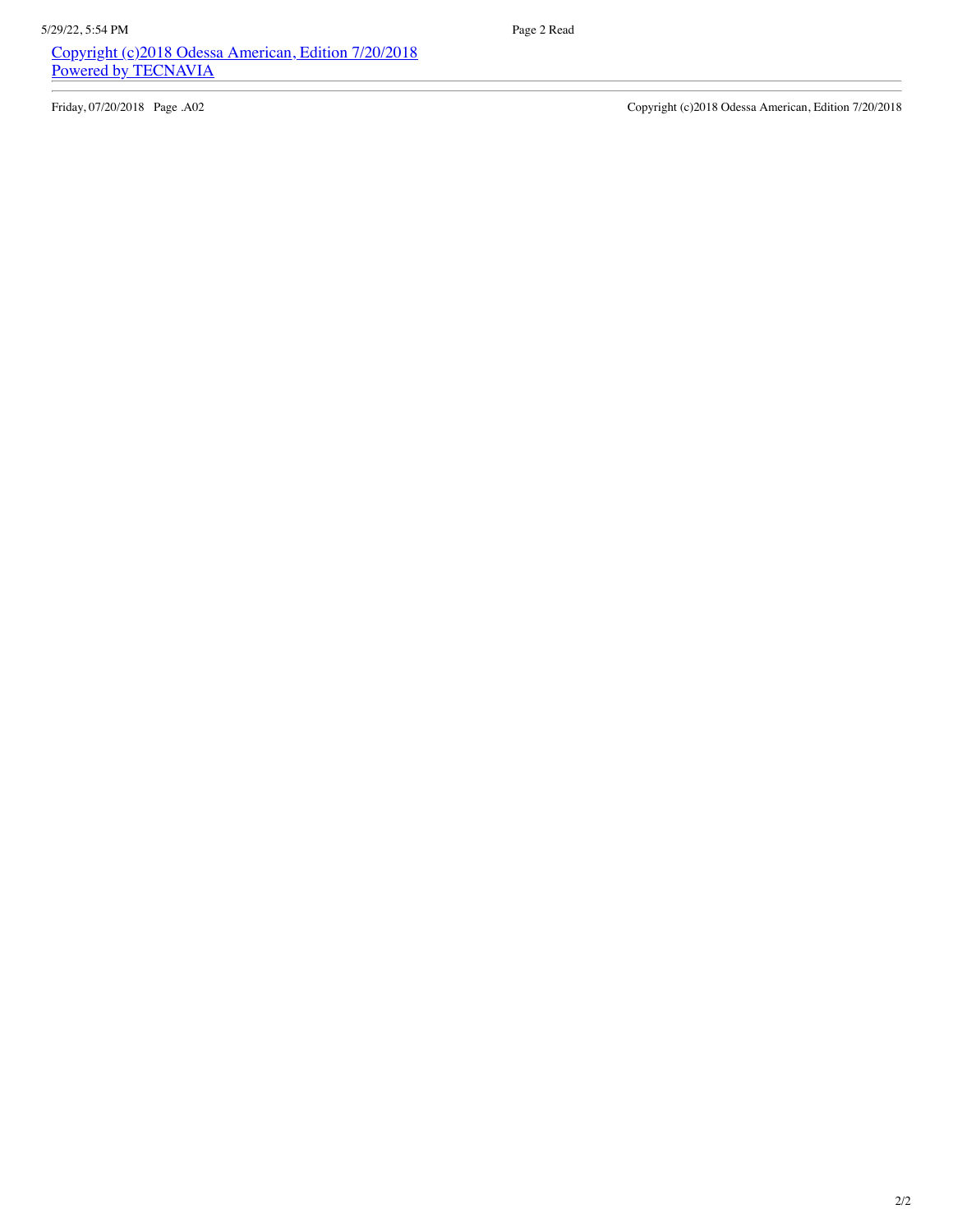Copyright (c)2018 Odessa American, Edition 7/20/2018
Powered by TECNAVIA

---

Friday, 07/20/2018 Page .A02

Copyright (c)2018 Odessa American, Edition 7/20/2018